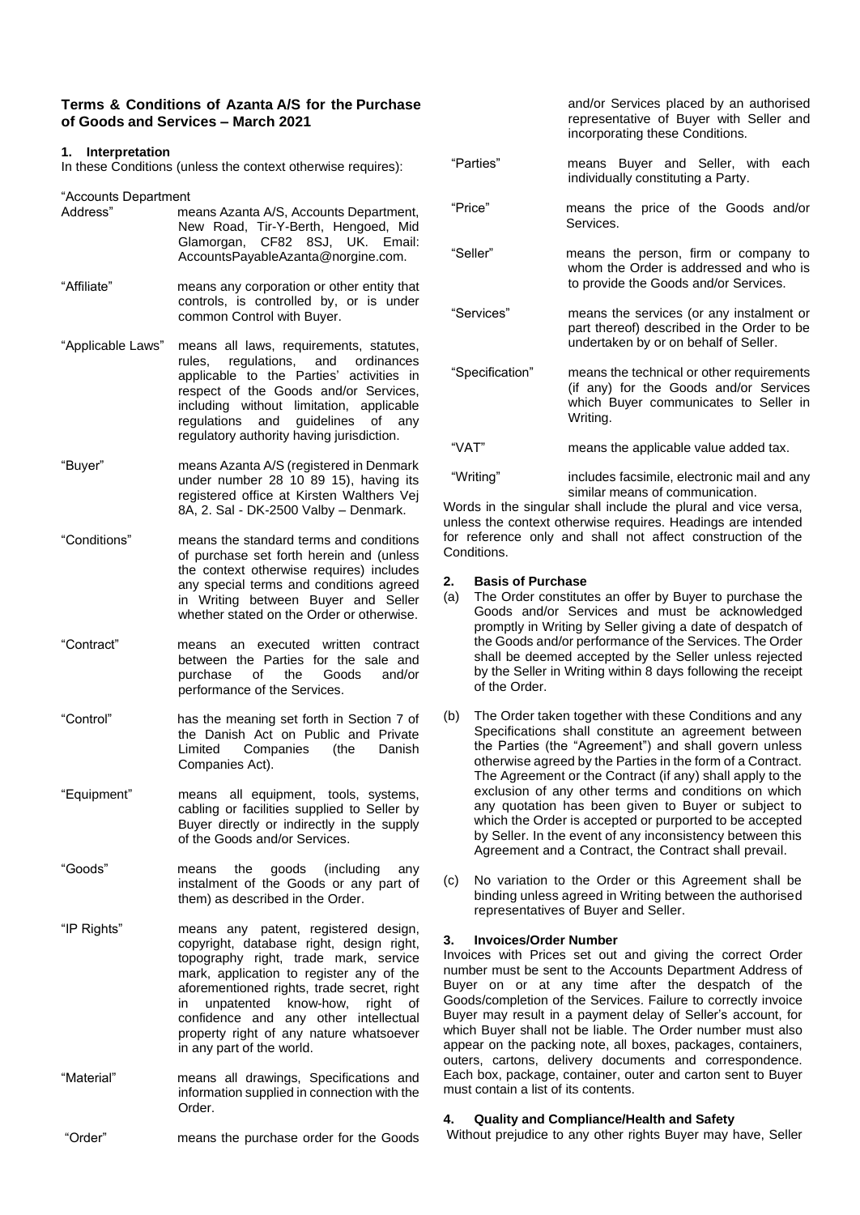## Terms & Conditions of Azanta A/S for the Purchase of Goods and Services – March 2021

### 1. Interpretation

In these Conditions (unless the context otherwise requires):

| | |
|---|---|
| "Accounts Department Address" | means Azanta A/S, Accounts Department, New Road, Tir-Y-Berth, Hengoed, Mid Glamorgan, CF82 8SJ, UK. Email: AccountsPayableAzanta@norgine.com. |
| "Affiliate" | means any corporation or other entity that controls, is controlled by, or is under common Control with Buyer. |
| "Applicable Laws" | means all laws, requirements, statutes, rules, regulations, and ordinances applicable to the Parties' activities in respect of the Goods and/or Services, including without limitation, applicable regulations and guidelines of any regulatory authority having jurisdiction. |
| "Buyer" | means Azanta A/S (registered in Denmark under number 28 10 89 15), having its registered office at Kirsten Walthers Vej 8A, 2. Sal - DK-2500 Valby – Denmark. |
| "Conditions" | means the standard terms and conditions of purchase set forth herein and (unless the context otherwise requires) includes any special terms and conditions agreed in Writing between Buyer and Seller whether stated on the Order or otherwise. |
| "Contract" | means an executed written contract between the Parties for the sale and purchase of the Goods and/or performance of the Services. |
| "Control" | has the meaning set forth in Section 7 of the Danish Act on Public and Private Limited Companies (the Danish Companies Act). |
| "Equipment" | means all equipment, tools, systems, cabling or facilities supplied to Seller by Buyer directly or indirectly in the supply of the Goods and/or Services. |
| "Goods" | means the goods (including any instalment of the Goods or any part of them) as described in the Order. |
| "IP Rights" | means any patent, registered design, copyright, database right, design right, topography right, trade mark, service mark, application to register any of the aforementioned rights, trade secret, right in unpatented know-how, right of confidence and any other intellectual property right of any nature whatsoever in any part of the world. |
| "Material" | means all drawings, Specifications and information supplied in connection with the Order. |
| "Order" | means the purchase order for the Goods and/or Services placed by an authorised representative of Buyer with Seller and incorporating these Conditions. |
| "Parties" | means Buyer and Seller, with each individually constituting a Party. |
| "Price" | means the price of the Goods and/or Services. |
| "Seller" | means the person, firm or company to whom the Order is addressed and who is to provide the Goods and/or Services. |
| "Services" | means the services (or any instalment or part thereof) described in the Order to be undertaken by or on behalf of Seller. |
| "Specification" | means the technical or other requirements (if any) for the Goods and/or Services which Buyer communicates to Seller in Writing. |
| "VAT" | means the applicable value added tax. |
| "Writing" | includes facsimile, electronic mail and any similar means of communication. |

Words in the singular shall include the plural and vice versa, unless the context otherwise requires. Headings are intended for reference only and shall not affect construction of the Conditions.

### 2. Basis of Purchase

(a) The Order constitutes an offer by Buyer to purchase the Goods and/or Services and must be acknowledged promptly in Writing by Seller giving a date of despatch of the Goods and/or performance of the Services. The Order shall be deemed accepted by the Seller unless rejected by the Seller in Writing within 8 days following the receipt of the Order.

(b) The Order taken together with these Conditions and any Specifications shall constitute an agreement between the Parties (the "Agreement") and shall govern unless otherwise agreed by the Parties in the form of a Contract. The Agreement or the Contract (if any) shall apply to the exclusion of any other terms and conditions on which any quotation has been given to Buyer or subject to which the Order is accepted or purported to be accepted by Seller. In the event of any inconsistency between this Agreement and a Contract, the Contract shall prevail.

(c) No variation to the Order or this Agreement shall be binding unless agreed in Writing between the authorised representatives of Buyer and Seller.

### 3. Invoices/Order Number

Invoices with Prices set out and giving the correct Order number must be sent to the Accounts Department Address of Buyer on or at any time after the despatch of the Goods/completion of the Services. Failure to correctly invoice Buyer may result in a payment delay of Seller's account, for which Buyer shall not be liable. The Order number must also appear on the packing note, all boxes, packages, containers, outers, cartons, delivery documents and correspondence. Each box, package, container, outer and carton sent to Buyer must contain a list of its contents.

### 4. Quality and Compliance/Health and Safety

Without prejudice to any other rights Buyer may have, Seller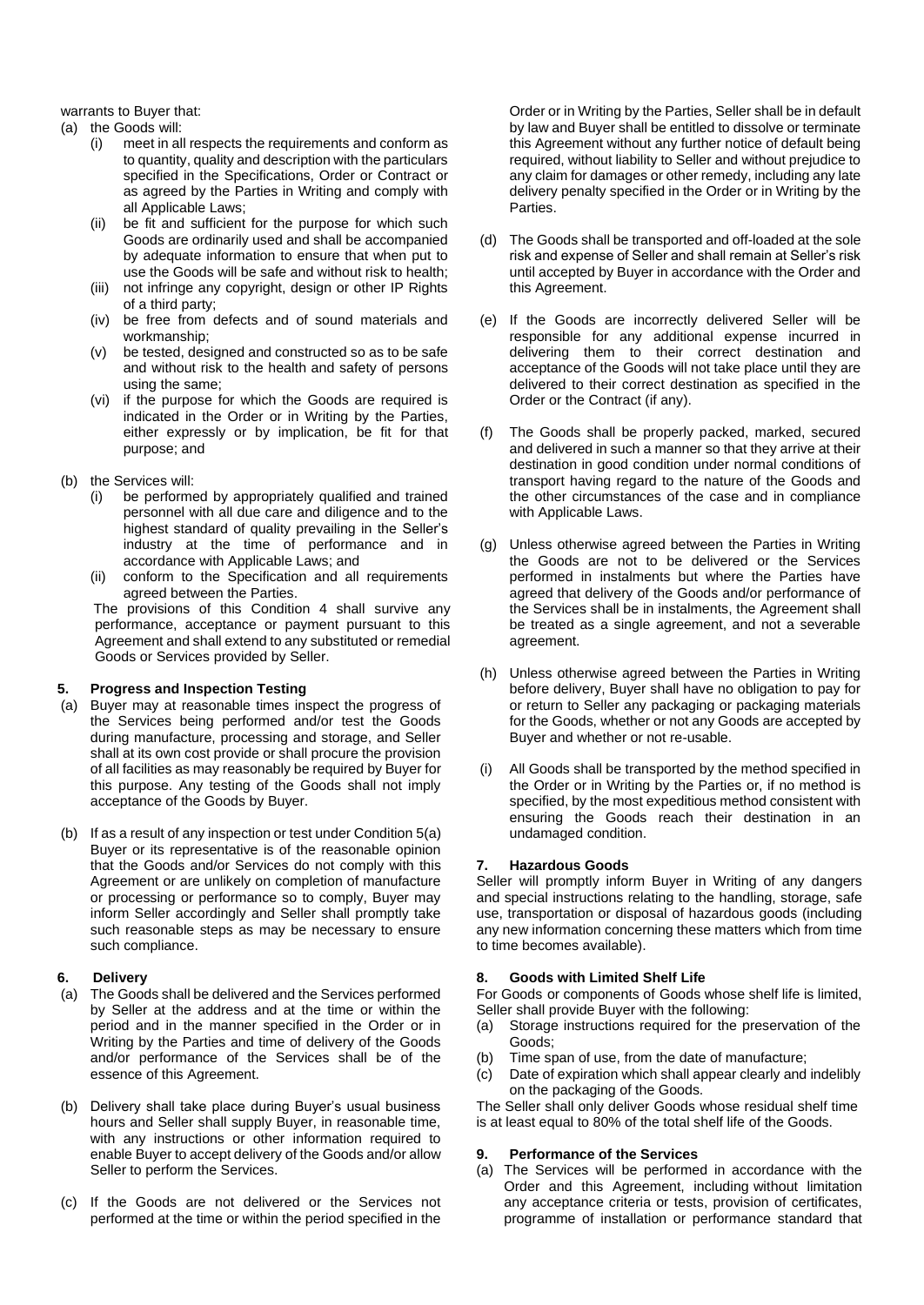warrants to Buyer that:

(a) the Goods will:

  (i) meet in all respects the requirements and conform as to quantity, quality and description with the particulars specified in the Specifications, Order or Contract or as agreed by the Parties in Writing and comply with all Applicable Laws;

  (ii) be fit and sufficient for the purpose for which such Goods are ordinarily used and shall be accompanied by adequate information to ensure that when put to use the Goods will be safe and without risk to health;

  (iii) not infringe any copyright, design or other IP Rights of a third party;

  (iv) be free from defects and of sound materials and workmanship;

  (v) be tested, designed and constructed so as to be safe and without risk to the health and safety of persons using the same;

  (vi) if the purpose for which the Goods are required is indicated in the Order or in Writing by the Parties, either expressly or by implication, be fit for that purpose; and

(b) the Services will:

  (i) be performed by appropriately qualified and trained personnel with all due care and diligence and to the highest standard of quality prevailing in the Seller's industry at the time of performance and in accordance with Applicable Laws; and

  (ii) conform to the Specification and all requirements agreed between the Parties.

The provisions of this Condition 4 shall survive any performance, acceptance or payment pursuant to this Agreement and shall extend to any substituted or remedial Goods or Services provided by Seller.

### 5. Progress and Inspection Testing

(a) Buyer may at reasonable times inspect the progress of the Services being performed and/or test the Goods during manufacture, processing and storage, and Seller shall at its own cost provide or shall procure the provision of all facilities as may reasonably be required by Buyer for this purpose. Any testing of the Goods shall not imply acceptance of the Goods by Buyer.

(b) If as a result of any inspection or test under Condition 5(a) Buyer or its representative is of the reasonable opinion that the Goods and/or Services do not comply with this Agreement or are unlikely on completion of manufacture or processing or performance so to comply, Buyer may inform Seller accordingly and Seller shall promptly take such reasonable steps as may be necessary to ensure such compliance.

### 6. Delivery

(a) The Goods shall be delivered and the Services performed by Seller at the address and at the time or within the period and in the manner specified in the Order or in Writing by the Parties and time of delivery of the Goods and/or performance of the Services shall be of the essence of this Agreement.

(b) Delivery shall take place during Buyer's usual business hours and Seller shall supply Buyer, in reasonable time, with any instructions or other information required to enable Buyer to accept delivery of the Goods and/or allow Seller to perform the Services.

(c) If the Goods are not delivered or the Services not performed at the time or within the period specified in the Order or in Writing by the Parties, Seller shall be in default by law and Buyer shall be entitled to dissolve or terminate this Agreement without any further notice of default being required, without liability to Seller and without prejudice to any claim for damages or other remedy, including any late delivery penalty specified in the Order or in Writing by the Parties.

(d) The Goods shall be transported and off-loaded at the sole risk and expense of Seller and shall remain at Seller's risk until accepted by Buyer in accordance with the Order and this Agreement.

(e) If the Goods are incorrectly delivered Seller will be responsible for any additional expense incurred in delivering them to their correct destination and acceptance of the Goods will not take place until they are delivered to their correct destination as specified in the Order or the Contract (if any).

(f) The Goods shall be properly packed, marked, secured and delivered in such a manner so that they arrive at their destination in good condition under normal conditions of transport having regard to the nature of the Goods and the other circumstances of the case and in compliance with Applicable Laws.

(g) Unless otherwise agreed between the Parties in Writing the Goods are not to be delivered or the Services performed in instalments but where the Parties have agreed that delivery of the Goods and/or performance of the Services shall be in instalments, the Agreement shall be treated as a single agreement, and not a severable agreement.

(h) Unless otherwise agreed between the Parties in Writing before delivery, Buyer shall have no obligation to pay for or return to Seller any packaging or packaging materials for the Goods, whether or not any Goods are accepted by Buyer and whether or not re-usable.

(i) All Goods shall be transported by the method specified in the Order or in Writing by the Parties or, if no method is specified, by the most expeditious method consistent with ensuring the Goods reach their destination in an undamaged condition.

### 7. Hazardous Goods

Seller will promptly inform Buyer in Writing of any dangers and special instructions relating to the handling, storage, safe use, transportation or disposal of hazardous goods (including any new information concerning these matters which from time to time becomes available).

### 8. Goods with Limited Shelf Life

For Goods or components of Goods whose shelf life is limited, Seller shall provide Buyer with the following:

(a) Storage instructions required for the preservation of the Goods;

(b) Time span of use, from the date of manufacture;

(c) Date of expiration which shall appear clearly and indelibly on the packaging of the Goods.

The Seller shall only deliver Goods whose residual shelf time is at least equal to 80% of the total shelf life of the Goods.

### 9. Performance of the Services

(a) The Services will be performed in accordance with the Order and this Agreement, including without limitation any acceptance criteria or tests, provision of certificates, programme of installation or performance standard that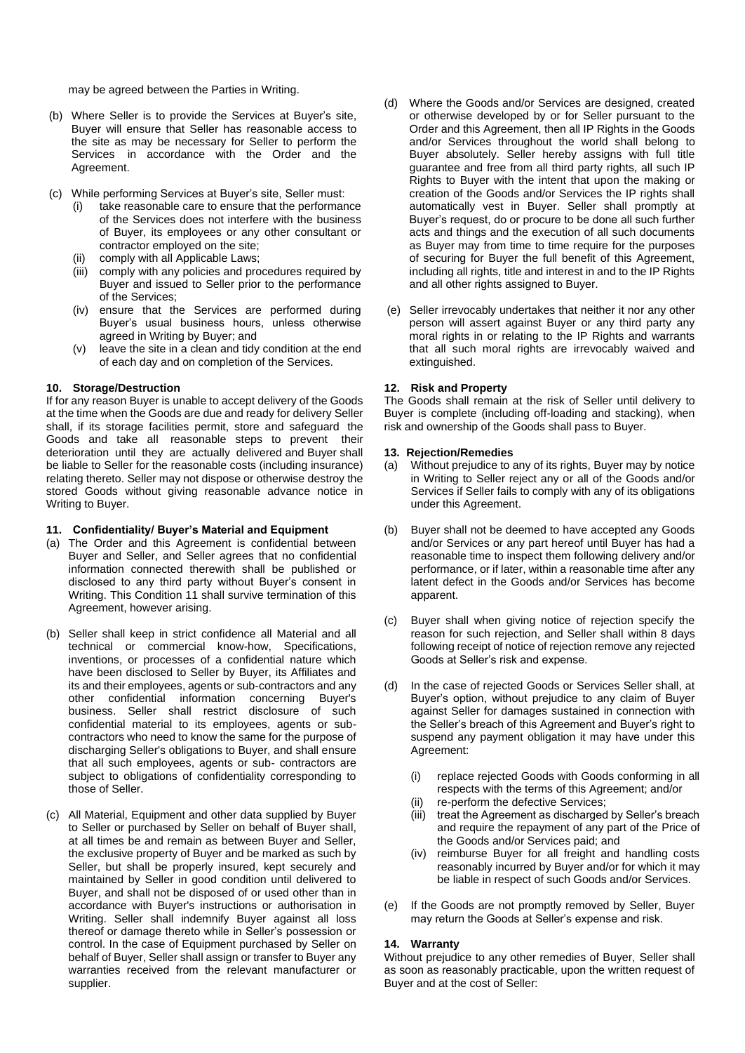may be agreed between the Parties in Writing.

(b) Where Seller is to provide the Services at Buyer's site, Buyer will ensure that Seller has reasonable access to the site as may be necessary for Seller to perform the Services in accordance with the Order and the Agreement.

(c) While performing Services at Buyer's site, Seller must:
   (i) take reasonable care to ensure that the performance of the Services does not interfere with the business of Buyer, its employees or any other consultant or contractor employed on the site;
   (ii) comply with all Applicable Laws;
   (iii) comply with any policies and procedures required by Buyer and issued to Seller prior to the performance of the Services;
   (iv) ensure that the Services are performed during Buyer's usual business hours, unless otherwise agreed in Writing by Buyer; and
   (v) leave the site in a clean and tidy condition at the end of each day and on completion of the Services.

**10. Storage/Destruction**

If for any reason Buyer is unable to accept delivery of the Goods at the time when the Goods are due and ready for delivery Seller shall, if its storage facilities permit, store and safeguard the Goods and take all reasonable steps to prevent their deterioration until they are actually delivered and Buyer shall be liable to Seller for the reasonable costs (including insurance) relating thereto. Seller may not dispose or otherwise destroy the stored Goods without giving reasonable advance notice in Writing to Buyer.

**11. Confidentiality/ Buyer's Material and Equipment**

(a) The Order and this Agreement is confidential between Buyer and Seller, and Seller agrees that no confidential information connected therewith shall be published or disclosed to any third party without Buyer's consent in Writing. This Condition 11 shall survive termination of this Agreement, however arising.

(b) Seller shall keep in strict confidence all Material and all technical or commercial know-how, Specifications, inventions, or processes of a confidential nature which have been disclosed to Seller by Buyer, its Affiliates and its and their employees, agents or sub-contractors and any other confidential information concerning Buyer's business. Seller shall restrict disclosure of such confidential material to its employees, agents or sub-contractors who need to know the same for the purpose of discharging Seller's obligations to Buyer, and shall ensure that all such employees, agents or sub- contractors are subject to obligations of confidentiality corresponding to those of Seller.

(c) All Material, Equipment and other data supplied by Buyer to Seller or purchased by Seller on behalf of Buyer shall, at all times be and remain as between Buyer and Seller, the exclusive property of Buyer and be marked as such by Seller, but shall be properly insured, kept securely and maintained by Seller in good condition until delivered to Buyer, and shall not be disposed of or used other than in accordance with Buyer's instructions or authorisation in Writing. Seller shall indemnify Buyer against all loss thereof or damage thereto while in Seller's possession or control. In the case of Equipment purchased by Seller on behalf of Buyer, Seller shall assign or transfer to Buyer any warranties received from the relevant manufacturer or supplier.

(d) Where the Goods and/or Services are designed, created or otherwise developed by or for Seller pursuant to the Order and this Agreement, then all IP Rights in the Goods and/or Services throughout the world shall belong to Buyer absolutely. Seller hereby assigns with full title guarantee and free from all third party rights, all such IP Rights to Buyer with the intent that upon the making or creation of the Goods and/or Services the IP rights shall automatically vest in Buyer. Seller shall promptly at Buyer's request, do or procure to be done all such further acts and things and the execution of all such documents as Buyer may from time to time require for the purposes of securing for Buyer the full benefit of this Agreement, including all rights, title and interest in and to the IP Rights and all other rights assigned to Buyer.

(e) Seller irrevocably undertakes that neither it nor any other person will assert against Buyer or any third party any moral rights in or relating to the IP Rights and warrants that all such moral rights are irrevocably waived and extinguished.

**12. Risk and Property**

The Goods shall remain at the risk of Seller until delivery to Buyer is complete (including off-loading and stacking), when risk and ownership of the Goods shall pass to Buyer.

**13. Rejection/Remedies**

(a) Without prejudice to any of its rights, Buyer may by notice in Writing to Seller reject any or all of the Goods and/or Services if Seller fails to comply with any of its obligations under this Agreement.

(b) Buyer shall not be deemed to have accepted any Goods and/or Services or any part hereof until Buyer has had a reasonable time to inspect them following delivery and/or performance, or if later, within a reasonable time after any latent defect in the Goods and/or Services has become apparent.

(c) Buyer shall when giving notice of rejection specify the reason for such rejection, and Seller shall within 8 days following receipt of notice of rejection remove any rejected Goods at Seller's risk and expense.

(d) In the case of rejected Goods or Services Seller shall, at Buyer's option, without prejudice to any claim of Buyer against Seller for damages sustained in connection with the Seller's breach of this Agreement and Buyer's right to suspend any payment obligation it may have under this Agreement:

   (i) replace rejected Goods with Goods conforming in all respects with the terms of this Agreement; and/or
   (ii) re-perform the defective Services;
   (iii) treat the Agreement as discharged by Seller's breach and require the repayment of any part of the Price of the Goods and/or Services paid; and
   (iv) reimburse Buyer for all freight and handling costs reasonably incurred by Buyer and/or for which it may be liable in respect of such Goods and/or Services.

(e) If the Goods are not promptly removed by Seller, Buyer may return the Goods at Seller's expense and risk.

**14. Warranty**

Without prejudice to any other remedies of Buyer, Seller shall as soon as reasonably practicable, upon the written request of Buyer and at the cost of Seller: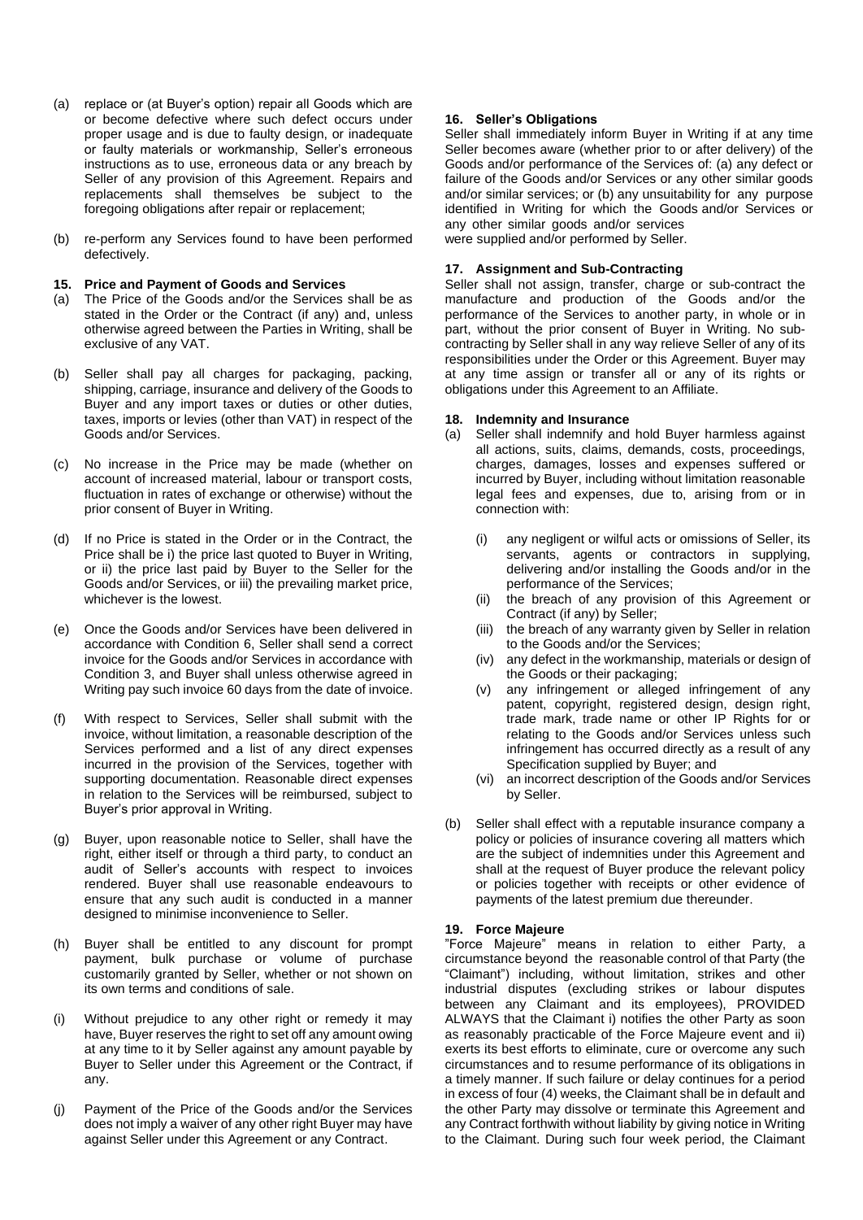(a) replace or (at Buyer's option) repair all Goods which are or become defective where such defect occurs under proper usage and is due to faulty design, or inadequate or faulty materials or workmanship, Seller's erroneous instructions as to use, erroneous data or any breach by Seller of any provision of this Agreement. Repairs and replacements shall themselves be subject to the foregoing obligations after repair or replacement;

(b) re-perform any Services found to have been performed defectively.

**15. Price and Payment of Goods and Services**

(a) The Price of the Goods and/or the Services shall be as stated in the Order or the Contract (if any) and, unless otherwise agreed between the Parties in Writing, shall be exclusive of any VAT.

(b) Seller shall pay all charges for packaging, packing, shipping, carriage, insurance and delivery of the Goods to Buyer and any import taxes or duties or other duties, taxes, imports or levies (other than VAT) in respect of the Goods and/or Services.

(c) No increase in the Price may be made (whether on account of increased material, labour or transport costs, fluctuation in rates of exchange or otherwise) without the prior consent of Buyer in Writing.

(d) If no Price is stated in the Order or in the Contract, the Price shall be i) the price last quoted to Buyer in Writing, or ii) the price last paid by Buyer to the Seller for the Goods and/or Services, or iii) the prevailing market price, whichever is the lowest.

(e) Once the Goods and/or Services have been delivered in accordance with Condition 6, Seller shall send a correct invoice for the Goods and/or Services in accordance with Condition 3, and Buyer shall unless otherwise agreed in Writing pay such invoice 60 days from the date of invoice.

(f) With respect to Services, Seller shall submit with the invoice, without limitation, a reasonable description of the Services performed and a list of any direct expenses incurred in the provision of the Services, together with supporting documentation. Reasonable direct expenses in relation to the Services will be reimbursed, subject to Buyer's prior approval in Writing.

(g) Buyer, upon reasonable notice to Seller, shall have the right, either itself or through a third party, to conduct an audit of Seller's accounts with respect to invoices rendered. Buyer shall use reasonable endeavours to ensure that any such audit is conducted in a manner designed to minimise inconvenience to Seller.

(h) Buyer shall be entitled to any discount for prompt payment, bulk purchase or volume of purchase customarily granted by Seller, whether or not shown on its own terms and conditions of sale.

(i) Without prejudice to any other right or remedy it may have, Buyer reserves the right to set off any amount owing at any time to it by Seller against any amount payable by Buyer to Seller under this Agreement or the Contract, if any.

(j) Payment of the Price of the Goods and/or the Services does not imply a waiver of any other right Buyer may have against Seller under this Agreement or any Contract.

**16. Seller's Obligations**

Seller shall immediately inform Buyer in Writing if at any time Seller becomes aware (whether prior to or after delivery) of the Goods and/or performance of the Services of: (a) any defect or failure of the Goods and/or Services or any other similar goods and/or similar services; or (b) any unsuitability for any purpose identified in Writing for which the Goods and/or Services or any other similar goods and/or services were supplied and/or performed by Seller.

**17. Assignment and Sub-Contracting**

Seller shall not assign, transfer, charge or sub-contract the manufacture and production of the Goods and/or the performance of the Services to another party, in whole or in part, without the prior consent of Buyer in Writing. No sub-contracting by Seller shall in any way relieve Seller of any of its responsibilities under the Order or this Agreement. Buyer may at any time assign or transfer all or any of its rights or obligations under this Agreement to an Affiliate.

**18. Indemnity and Insurance**

(a) Seller shall indemnify and hold Buyer harmless against all actions, suits, claims, demands, costs, proceedings, charges, damages, losses and expenses suffered or incurred by Buyer, including without limitation reasonable legal fees and expenses, due to, arising from or in connection with:

   (i) any negligent or wilful acts or omissions of Seller, its servants, agents or contractors in supplying, delivering and/or installing the Goods and/or in the performance of the Services;

   (ii) the breach of any provision of this Agreement or Contract (if any) by Seller;

   (iii) the breach of any warranty given by Seller in relation to the Goods and/or the Services;

   (iv) any defect in the workmanship, materials or design of the Goods or their packaging;

   (v) any infringement or alleged infringement of any patent, copyright, registered design, design right, trade mark, trade name or other IP Rights for or relating to the Goods and/or Services unless such infringement has occurred directly as a result of any Specification supplied by Buyer; and

   (vi) an incorrect description of the Goods and/or Services by Seller.

(b) Seller shall effect with a reputable insurance company a policy or policies of insurance covering all matters which are the subject of indemnities under this Agreement and shall at the request of Buyer produce the relevant policy or policies together with receipts or other evidence of payments of the latest premium due thereunder.

**19. Force Majeure**

"Force Majeure" means in relation to either Party, a circumstance beyond the reasonable control of that Party (the "Claimant") including, without limitation, strikes and other industrial disputes (excluding strikes or labour disputes between any Claimant and its employees), PROVIDED ALWAYS that the Claimant i) notifies the other Party as soon as reasonably practicable of the Force Majeure event and ii) exerts its best efforts to eliminate, cure or overcome any such circumstances and to resume performance of its obligations in a timely manner. If such failure or delay continues for a period in excess of four (4) weeks, the Claimant shall be in default and the other Party may dissolve or terminate this Agreement and any Contract forthwith without liability by giving notice in Writing to the Claimant. During such four week period, the Claimant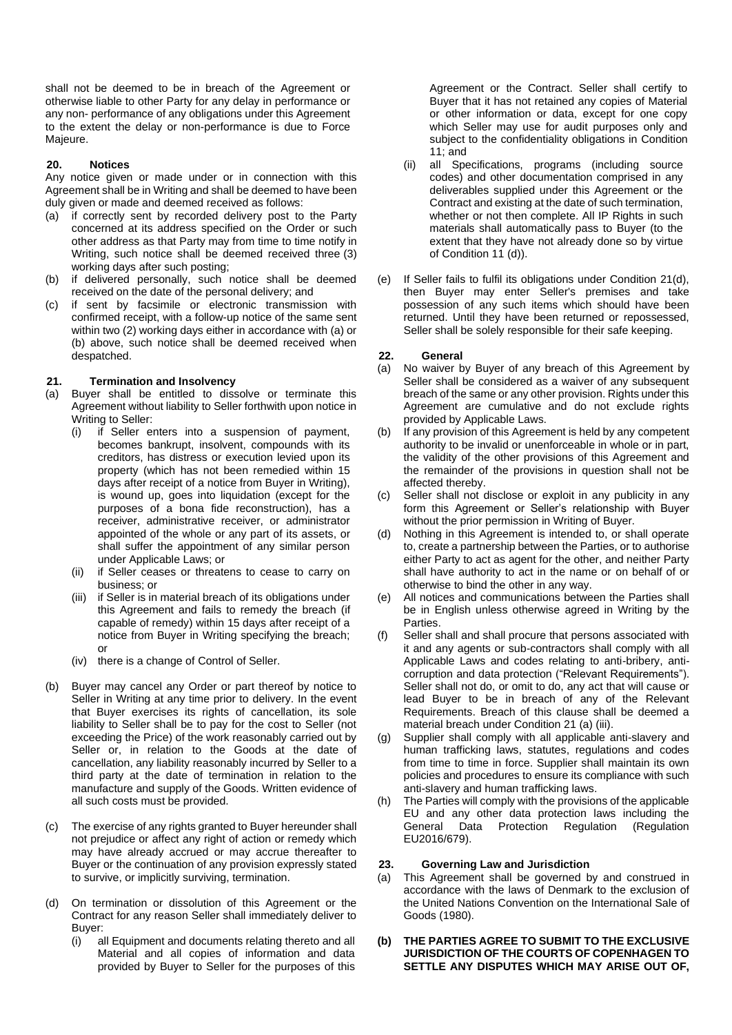shall not be deemed to be in breach of the Agreement or otherwise liable to other Party for any delay in performance or any non- performance of any obligations under this Agreement to the extent the delay or non-performance is due to Force Majeure.

## 20. Notices

Any notice given or made under or in connection with this Agreement shall be in Writing and shall be deemed to have been duly given or made and deemed received as follows:

(a) if correctly sent by recorded delivery post to the Party concerned at its address specified on the Order or such other address as that Party may from time to time notify in Writing, such notice shall be deemed received three (3) working days after such posting;

(b) if delivered personally, such notice shall be deemed received on the date of the personal delivery; and

(c) if sent by facsimile or electronic transmission with confirmed receipt, with a follow-up notice of the same sent within two (2) working days either in accordance with (a) or (b) above, such notice shall be deemed received when despatched.

## 21. Termination and Insolvency

(a) Buyer shall be entitled to dissolve or terminate this Agreement without liability to Seller forthwith upon notice in Writing to Seller:

  (i) if Seller enters into a suspension of payment, becomes bankrupt, insolvent, compounds with its creditors, has distress or execution levied upon its property (which has not been remedied within 15 days after receipt of a notice from Buyer in Writing), is wound up, goes into liquidation (except for the purposes of a bona fide reconstruction), has a receiver, administrative receiver, or administrator appointed of the whole or any part of its assets, or shall suffer the appointment of any similar person under Applicable Laws; or

  (ii) if Seller ceases or threatens to cease to carry on business; or

  (iii) if Seller is in material breach of its obligations under this Agreement and fails to remedy the breach (if capable of remedy) within 15 days after receipt of a notice from Buyer in Writing specifying the breach; or

  (iv) there is a change of Control of Seller.

(b) Buyer may cancel any Order or part thereof by notice to Seller in Writing at any time prior to delivery. In the event that Buyer exercises its rights of cancellation, its sole liability to Seller shall be to pay for the cost to Seller (not exceeding the Price) of the work reasonably carried out by Seller or, in relation to the Goods at the date of cancellation, any liability reasonably incurred by Seller to a third party at the date of termination in relation to the manufacture and supply of the Goods. Written evidence of all such costs must be provided.

(c) The exercise of any rights granted to Buyer hereunder shall not prejudice or affect any right of action or remedy which may have already accrued or may accrue thereafter to Buyer or the continuation of any provision expressly stated to survive, or implicitly surviving, termination.

(d) On termination or dissolution of this Agreement or the Contract for any reason Seller shall immediately deliver to Buyer:

  (i) all Equipment and documents relating thereto and all Material and all copies of information and data provided by Buyer to Seller for the purposes of this Agreement or the Contract. Seller shall certify to Buyer that it has not retained any copies of Material or other information or data, except for one copy which Seller may use for audit purposes only and subject to the confidentiality obligations in Condition 11; and

  (ii) all Specifications, programs (including source codes) and other documentation comprised in any deliverables supplied under this Agreement or the Contract and existing at the date of such termination, whether or not then complete. All IP Rights in such materials shall automatically pass to Buyer (to the extent that they have not already done so by virtue of Condition 11 (d)).

(e) If Seller fails to fulfil its obligations under Condition 21(d), then Buyer may enter Seller's premises and take possession of any such items which should have been returned. Until they have been returned or repossessed, Seller shall be solely responsible for their safe keeping.

## 22. General

(a) No waiver by Buyer of any breach of this Agreement by Seller shall be considered as a waiver of any subsequent breach of the same or any other provision. Rights under this Agreement are cumulative and do not exclude rights provided by Applicable Laws.

(b) If any provision of this Agreement is held by any competent authority to be invalid or unenforceable in whole or in part, the validity of the other provisions of this Agreement and the remainder of the provisions in question shall not be affected thereby.

(c) Seller shall not disclose or exploit in any publicity in any form this Agreement or Seller's relationship with Buyer without the prior permission in Writing of Buyer.

(d) Nothing in this Agreement is intended to, or shall operate to, create a partnership between the Parties, or to authorise either Party to act as agent for the other, and neither Party shall have authority to act in the name or on behalf of or otherwise to bind the other in any way.

(e) All notices and communications between the Parties shall be in English unless otherwise agreed in Writing by the Parties.

(f) Seller shall and shall procure that persons associated with it and any agents or sub-contractors shall comply with all Applicable Laws and codes relating to anti-bribery, anti-corruption and data protection ("Relevant Requirements"). Seller shall not do, or omit to do, any act that will cause or lead Buyer to be in breach of any of the Relevant Requirements. Breach of this clause shall be deemed a material breach under Condition 21 (a) (iii).

(g) Supplier shall comply with all applicable anti-slavery and human trafficking laws, statutes, regulations and codes from time to time in force. Supplier shall maintain its own policies and procedures to ensure its compliance with such anti-slavery and human trafficking laws.

(h) The Parties will comply with the provisions of the applicable EU and any other data protection laws including the General Data Protection Regulation (Regulation EU2016/679).

## 23. Governing Law and Jurisdiction

(a) This Agreement shall be governed by and construed in accordance with the laws of Denmark to the exclusion of the United Nations Convention on the International Sale of Goods (1980).

**(b) THE PARTIES AGREE TO SUBMIT TO THE EXCLUSIVE JURISDICTION OF THE COURTS OF COPENHAGEN TO SETTLE ANY DISPUTES WHICH MAY ARISE OUT OF,**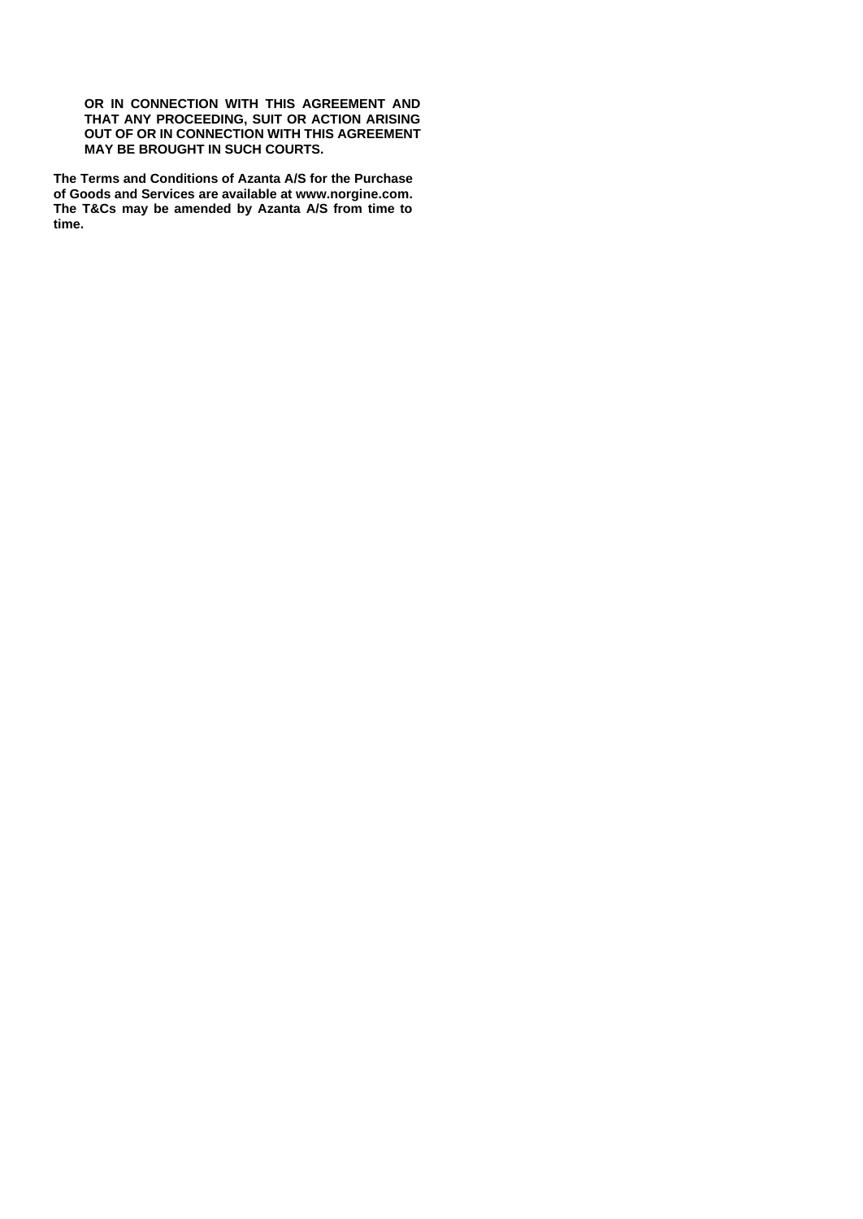**OR IN CONNECTION WITH THIS AGREEMENT AND THAT ANY PROCEEDING, SUIT OR ACTION ARISING OUT OF OR IN CONNECTION WITH THIS AGREEMENT MAY BE BROUGHT IN SUCH COURTS.**

**The Terms and Conditions of Azanta A/S for the Purchase of Goods and Services are available at www.norgine.com. The T&Cs may be amended by Azanta A/S from time to time.**